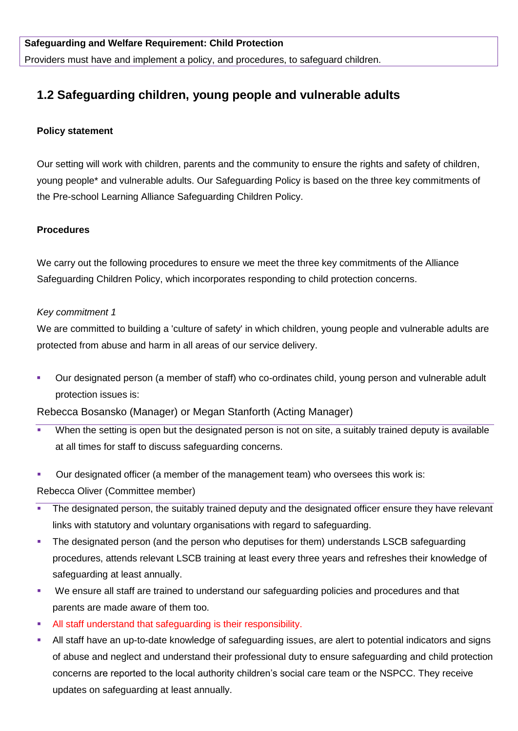**Safeguarding and Welfare Requirement: Child Protection**

Providers must have and implement a policy, and procedures, to safeguard children.

## 1.2 Safeguarding children, young people and vulnerable adults

**Policy statement**

Our setting will work with children, parents and the community to ensure the rights and safety of children, young people* and vulnerable adults. Our Safeguarding Policy is based on the three key commitments of the Pre-school Learning Alliance Safeguarding Children Policy.

**Procedures**

We carry out the following procedures to ensure we meet the three key commitments of the Alliance Safeguarding Children Policy, which incorporates responding to child protection concerns.

*Key commitment 1*

We are committed to building a 'culture of safety' in which children, young people and vulnerable adults are protected from abuse and harm in all areas of our service delivery.

- Our designated person (a member of staff) who co-ordinates child, young person and vulnerable adult protection issues is:

Rebecca Bosansko (Manager) or Megan Stanforth (Acting Manager)

- When the setting is open but the designated person is not on site, a suitably trained deputy is available at all times for staff to discuss safeguarding concerns.
- Our designated officer (a member of the management team) who oversees this work is:

Rebecca Oliver (Committee member)

- The designated person, the suitably trained deputy and the designated officer ensure they have relevant links with statutory and voluntary organisations with regard to safeguarding.
- The designated person (and the person who deputises for them) understands LSCB safeguarding procedures, attends relevant LSCB training at least every three years and refreshes their knowledge of safeguarding at least annually.
- We ensure all staff are trained to understand our safeguarding policies and procedures and that parents are made aware of them too.
- All staff understand that safeguarding is their responsibility.
- All staff have an up-to-date knowledge of safeguarding issues, are alert to potential indicators and signs of abuse and neglect and understand their professional duty to ensure safeguarding and child protection concerns are reported to the local authority children's social care team or the NSPCC. They receive updates on safeguarding at least annually.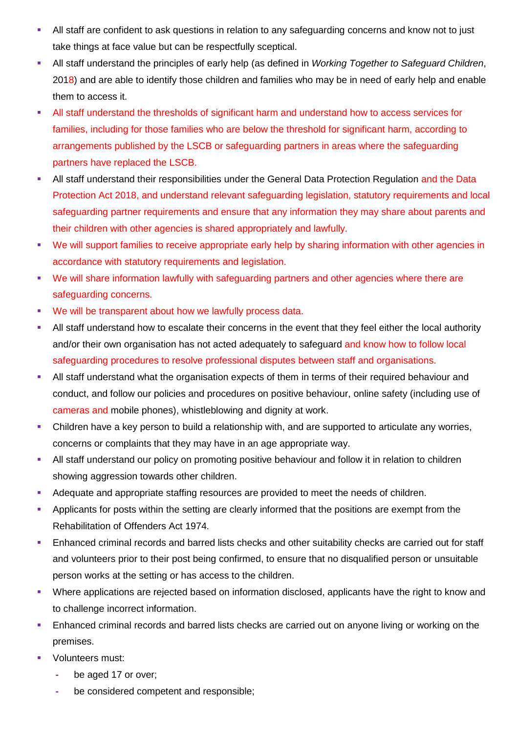- All staff are confident to ask questions in relation to any safeguarding concerns and know not to just take things at face value but can be respectfully sceptical.
- All staff understand the principles of early help (as defined in *Working Together to Safeguard Children*, 2018) and are able to identify those children and families who may be in need of early help and enable them to access it.
- All staff understand the thresholds of significant harm and understand how to access services for families, including for those families who are below the threshold for significant harm, according to arrangements published by the LSCB or safeguarding partners in areas where the safeguarding partners have replaced the LSCB.
- All staff understand their responsibilities under the General Data Protection Regulation and the Data Protection Act 2018, and understand relevant safeguarding legislation, statutory requirements and local safeguarding partner requirements and ensure that any information they may share about parents and their children with other agencies is shared appropriately and lawfully.
- We will support families to receive appropriate early help by sharing information with other agencies in accordance with statutory requirements and legislation.
- We will share information lawfully with safeguarding partners and other agencies where there are safeguarding concerns.
- We will be transparent about how we lawfully process data.
- All staff understand how to escalate their concerns in the event that they feel either the local authority and/or their own organisation has not acted adequately to safeguard and know how to follow local safeguarding procedures to resolve professional disputes between staff and organisations.
- All staff understand what the organisation expects of them in terms of their required behaviour and conduct, and follow our policies and procedures on positive behaviour, online safety (including use of cameras and mobile phones), whistleblowing and dignity at work.
- Children have a key person to build a relationship with, and are supported to articulate any worries, concerns or complaints that they may have in an age appropriate way.
- All staff understand our policy on promoting positive behaviour and follow it in relation to children showing aggression towards other children.
- Adequate and appropriate staffing resources are provided to meet the needs of children.
- Applicants for posts within the setting are clearly informed that the positions are exempt from the Rehabilitation of Offenders Act 1974.
- Enhanced criminal records and barred lists checks and other suitability checks are carried out for staff and volunteers prior to their post being confirmed, to ensure that no disqualified person or unsuitable person works at the setting or has access to the children.
- Where applications are rejected based on information disclosed, applicants have the right to know and to challenge incorrect information.
- Enhanced criminal records and barred lists checks are carried out on anyone living or working on the premises.
- Volunteers must:
  - be aged 17 or over;
  - be considered competent and responsible;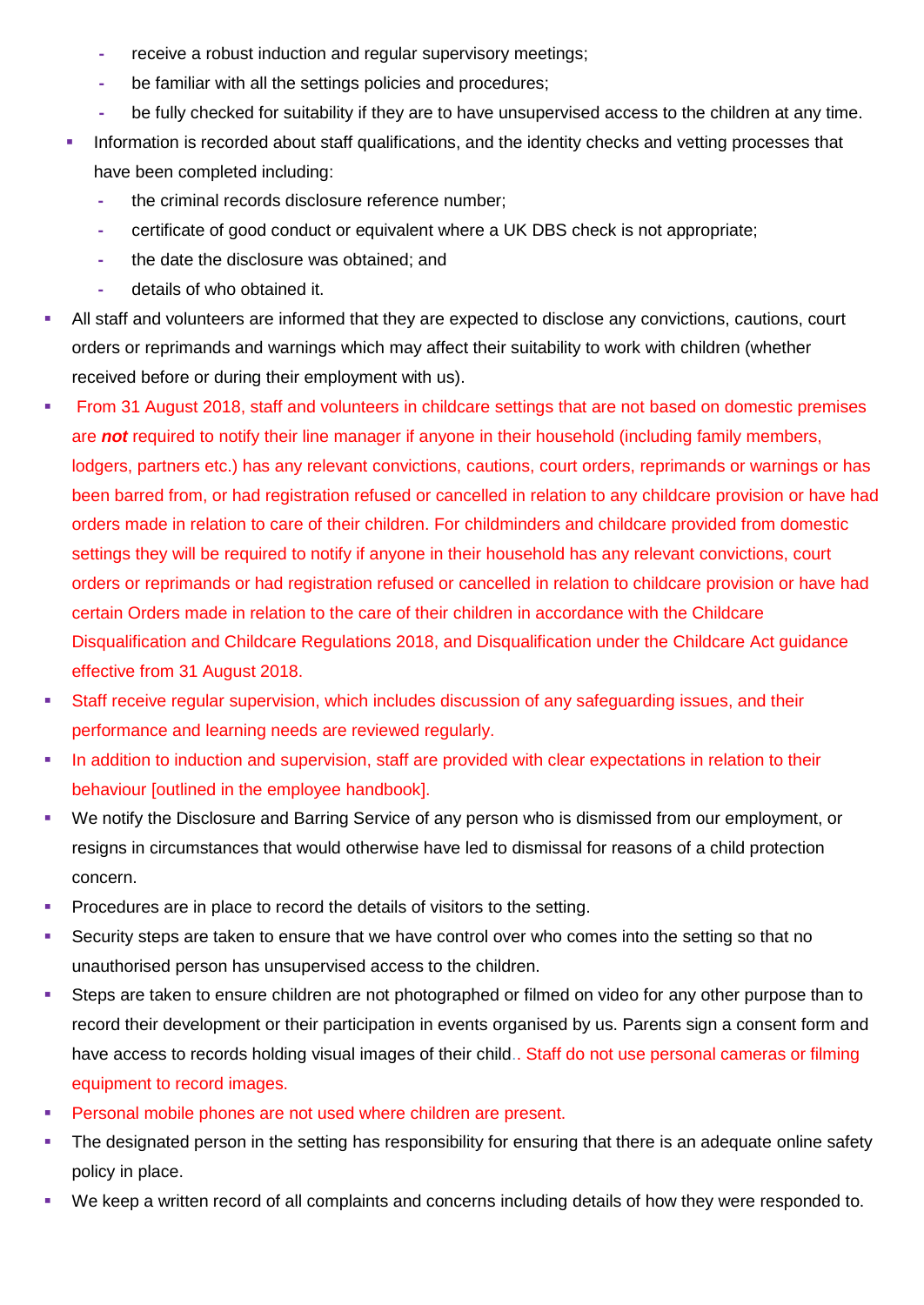- receive a robust induction and regular supervisory meetings;
    - be familiar with all the settings policies and procedures;
    - be fully checked for suitability if they are to have unsupervised access to the children at any time.
  - Information is recorded about staff qualifications, and the identity checks and vetting processes that have been completed including:
    - the criminal records disclosure reference number;
    - certificate of good conduct or equivalent where a UK DBS check is not appropriate;
    - the date the disclosure was obtained; and
    - details of who obtained it.
- All staff and volunteers are informed that they are expected to disclose any convictions, cautions, court orders or reprimands and warnings which may affect their suitability to work with children (whether received before or during their employment with us).
- From 31 August 2018, staff and volunteers in childcare settings that are not based on domestic premises are ***not*** required to notify their line manager if anyone in their household (including family members, lodgers, partners etc.) has any relevant convictions, cautions, court orders, reprimands or warnings or has been barred from, or had registration refused or cancelled in relation to any childcare provision or have had orders made in relation to care of their children. For childminders and childcare provided from domestic settings they will be required to notify if anyone in their household has any relevant convictions, court orders or reprimands or had registration refused or cancelled in relation to childcare provision or have had certain Orders made in relation to the care of their children in accordance with the Childcare Disqualification and Childcare Regulations 2018, and Disqualification under the Childcare Act guidance effective from 31 August 2018.
- Staff receive regular supervision, which includes discussion of any safeguarding issues, and their performance and learning needs are reviewed regularly.
- In addition to induction and supervision, staff are provided with clear expectations in relation to their behaviour [outlined in the employee handbook].
- We notify the Disclosure and Barring Service of any person who is dismissed from our employment, or resigns in circumstances that would otherwise have led to dismissal for reasons of a child protection concern.
- Procedures are in place to record the details of visitors to the setting.
- Security steps are taken to ensure that we have control over who comes into the setting so that no unauthorised person has unsupervised access to the children.
- Steps are taken to ensure children are not photographed or filmed on video for any other purpose than to record their development or their participation in events organised by us. Parents sign a consent form and have access to records holding visual images of their child.. Staff do not use personal cameras or filming equipment to record images.
- Personal mobile phones are not used where children are present.
- The designated person in the setting has responsibility for ensuring that there is an adequate online safety policy in place.
- We keep a written record of all complaints and concerns including details of how they were responded to.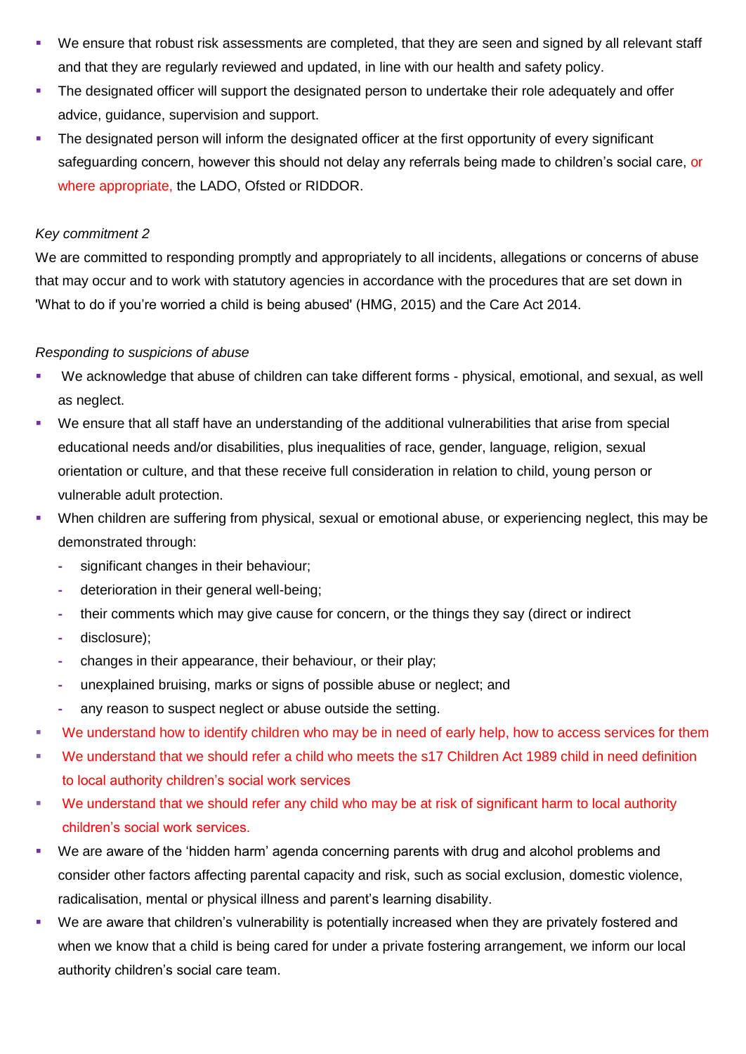- We ensure that robust risk assessments are completed, that they are seen and signed by all relevant staff and that they are regularly reviewed and updated, in line with our health and safety policy.
- The designated officer will support the designated person to undertake their role adequately and offer advice, guidance, supervision and support.
- The designated person will inform the designated officer at the first opportunity of every significant safeguarding concern, however this should not delay any referrals being made to children's social care, or where appropriate, the LADO, Ofsted or RIDDOR.

*Key commitment 2*

We are committed to responding promptly and appropriately to all incidents, allegations or concerns of abuse that may occur and to work with statutory agencies in accordance with the procedures that are set down in 'What to do if you're worried a child is being abused' (HMG, 2015) and the Care Act 2014.

*Responding to suspicions of abuse*

- We acknowledge that abuse of children can take different forms - physical, emotional, and sexual, as well as neglect.
- We ensure that all staff have an understanding of the additional vulnerabilities that arise from special educational needs and/or disabilities, plus inequalities of race, gender, language, religion, sexual orientation or culture, and that these receive full consideration in relation to child, young person or vulnerable adult protection.
- When children are suffering from physical, sexual or emotional abuse, or experiencing neglect, this may be demonstrated through:
  - significant changes in their behaviour;
  - deterioration in their general well-being;
  - their comments which may give cause for concern, or the things they say (direct or indirect
  - disclosure);
  - changes in their appearance, their behaviour, or their play;
  - unexplained bruising, marks or signs of possible abuse or neglect; and
  - any reason to suspect neglect or abuse outside the setting.
- We understand how to identify children who may be in need of early help, how to access services for them
- We understand that we should refer a child who meets the s17 Children Act 1989 child in need definition to local authority children's social work services
- We understand that we should refer any child who may be at risk of significant harm to local authority children's social work services.
- We are aware of the 'hidden harm' agenda concerning parents with drug and alcohol problems and consider other factors affecting parental capacity and risk, such as social exclusion, domestic violence, radicalisation, mental or physical illness and parent's learning disability.
- We are aware that children's vulnerability is potentially increased when they are privately fostered and when we know that a child is being cared for under a private fostering arrangement, we inform our local authority children's social care team.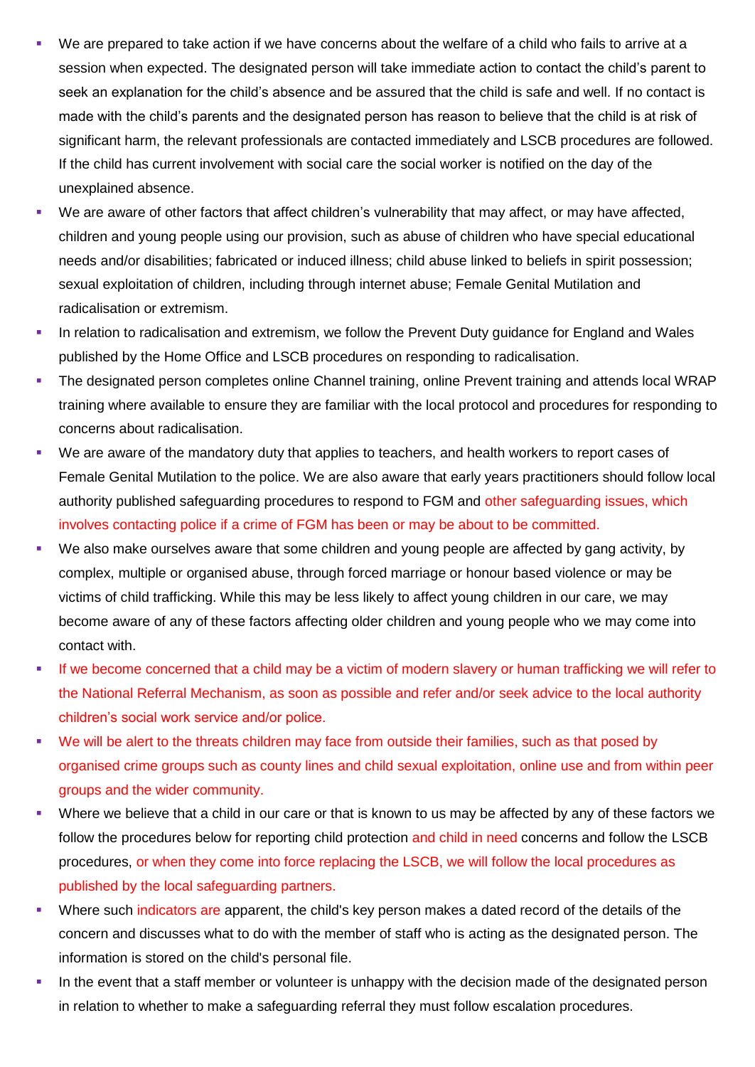- We are prepared to take action if we have concerns about the welfare of a child who fails to arrive at a session when expected. The designated person will take immediate action to contact the child's parent to seek an explanation for the child's absence and be assured that the child is safe and well. If no contact is made with the child's parents and the designated person has reason to believe that the child is at risk of significant harm, the relevant professionals are contacted immediately and LSCB procedures are followed. If the child has current involvement with social care the social worker is notified on the day of the unexplained absence.
- We are aware of other factors that affect children's vulnerability that may affect, or may have affected, children and young people using our provision, such as abuse of children who have special educational needs and/or disabilities; fabricated or induced illness; child abuse linked to beliefs in spirit possession; sexual exploitation of children, including through internet abuse; Female Genital Mutilation and radicalisation or extremism.
- In relation to radicalisation and extremism, we follow the Prevent Duty guidance for England and Wales published by the Home Office and LSCB procedures on responding to radicalisation.
- The designated person completes online Channel training, online Prevent training and attends local WRAP training where available to ensure they are familiar with the local protocol and procedures for responding to concerns about radicalisation.
- We are aware of the mandatory duty that applies to teachers, and health workers to report cases of Female Genital Mutilation to the police. We are also aware that early years practitioners should follow local authority published safeguarding procedures to respond to FGM and other safeguarding issues, which involves contacting police if a crime of FGM has been or may be about to be committed.
- We also make ourselves aware that some children and young people are affected by gang activity, by complex, multiple or organised abuse, through forced marriage or honour based violence or may be victims of child trafficking. While this may be less likely to affect young children in our care, we may become aware of any of these factors affecting older children and young people who we may come into contact with.
- If we become concerned that a child may be a victim of modern slavery or human trafficking we will refer to the National Referral Mechanism, as soon as possible and refer and/or seek advice to the local authority children's social work service and/or police.
- We will be alert to the threats children may face from outside their families, such as that posed by organised crime groups such as county lines and child sexual exploitation, online use and from within peer groups and the wider community.
- Where we believe that a child in our care or that is known to us may be affected by any of these factors we follow the procedures below for reporting child protection and child in need concerns and follow the LSCB procedures, or when they come into force replacing the LSCB, we will follow the local procedures as published by the local safeguarding partners.
- Where such indicators are apparent, the child's key person makes a dated record of the details of the concern and discusses what to do with the member of staff who is acting as the designated person. The information is stored on the child's personal file.
- In the event that a staff member or volunteer is unhappy with the decision made of the designated person in relation to whether to make a safeguarding referral they must follow escalation procedures.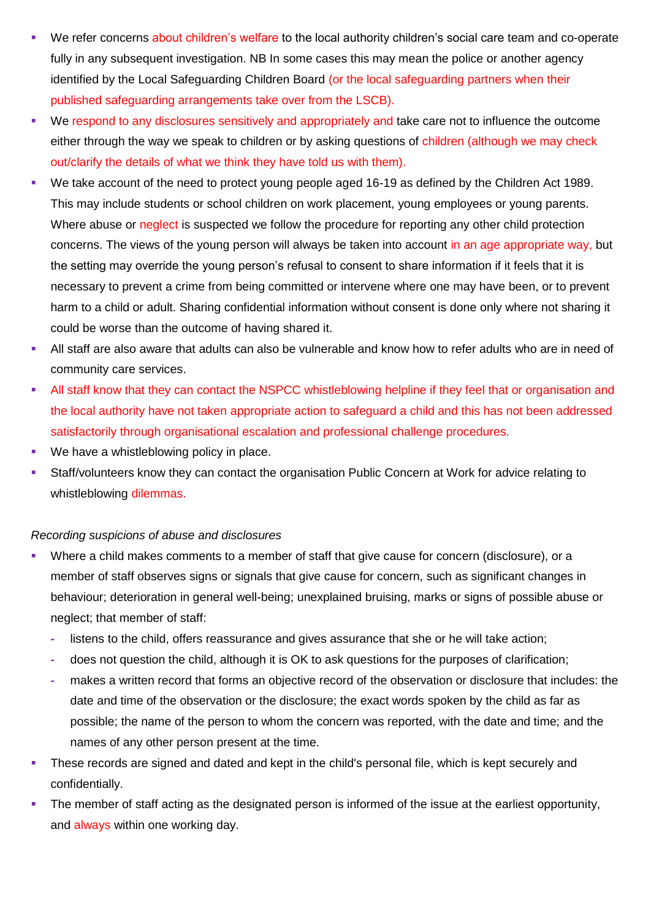- We refer concerns about children's welfare to the local authority children's social care team and co-operate fully in any subsequent investigation. NB In some cases this may mean the police or another agency identified by the Local Safeguarding Children Board (or the local safeguarding partners when their published safeguarding arrangements take over from the LSCB).
- We respond to any disclosures sensitively and appropriately and take care not to influence the outcome either through the way we speak to children or by asking questions of children (although we may check out/clarify the details of what we think they have told us with them).
- We take account of the need to protect young people aged 16-19 as defined by the Children Act 1989. This may include students or school children on work placement, young employees or young parents. Where abuse or neglect is suspected we follow the procedure for reporting any other child protection concerns. The views of the young person will always be taken into account in an age appropriate way, but the setting may override the young person's refusal to consent to share information if it feels that it is necessary to prevent a crime from being committed or intervene where one may have been, or to prevent harm to a child or adult. Sharing confidential information without consent is done only where not sharing it could be worse than the outcome of having shared it.
- All staff are also aware that adults can also be vulnerable and know how to refer adults who are in need of community care services.
- All staff know that they can contact the NSPCC whistleblowing helpline if they feel that or organisation and the local authority have not taken appropriate action to safeguard a child and this has not been addressed satisfactorily through organisational escalation and professional challenge procedures.
- We have a whistleblowing policy in place.
- Staff/volunteers know they can contact the organisation Public Concern at Work for advice relating to whistleblowing dilemmas.

*Recording suspicions of abuse and disclosures*

- Where a child makes comments to a member of staff that give cause for concern (disclosure), or a member of staff observes signs or signals that give cause for concern, such as significant changes in behaviour; deterioration in general well-being; unexplained bruising, marks or signs of possible abuse or neglect; that member of staff:
  - listens to the child, offers reassurance and gives assurance that she or he will take action;
  - does not question the child, although it is OK to ask questions for the purposes of clarification;
  - makes a written record that forms an objective record of the observation or disclosure that includes: the date and time of the observation or the disclosure; the exact words spoken by the child as far as possible; the name of the person to whom the concern was reported, with the date and time; and the names of any other person present at the time.
- These records are signed and dated and kept in the child's personal file, which is kept securely and confidentially.
- The member of staff acting as the designated person is informed of the issue at the earliest opportunity, and always within one working day.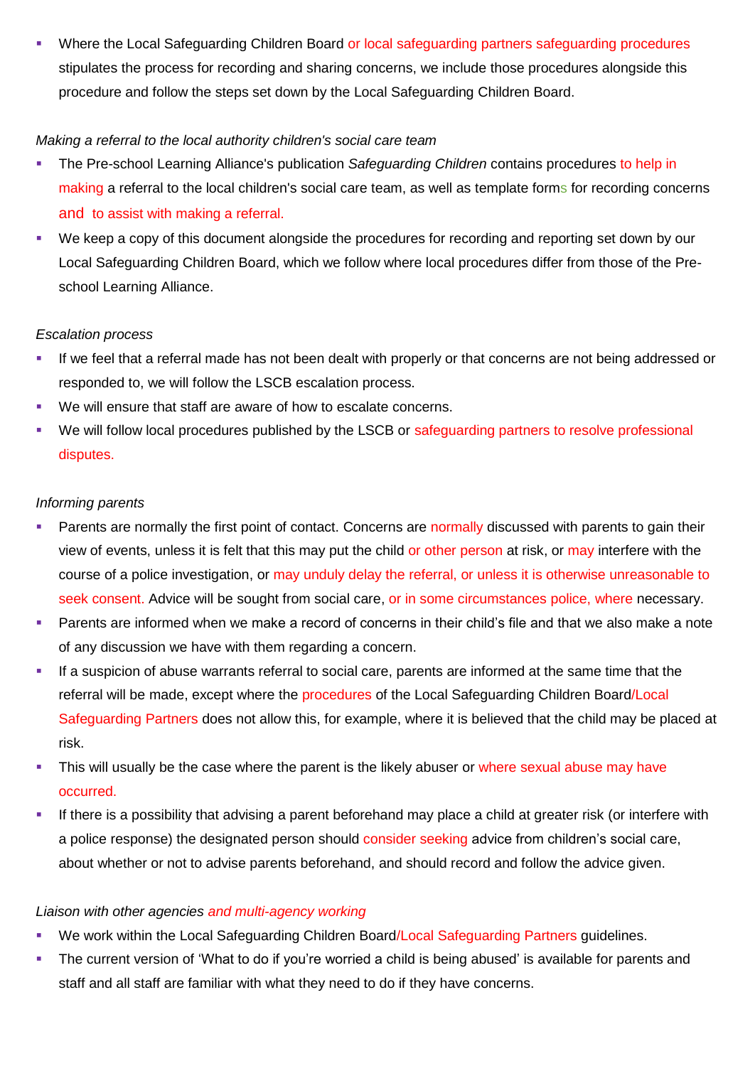- Where the Local Safeguarding Children Board or local safeguarding partners safeguarding procedures stipulates the process for recording and sharing concerns, we include those procedures alongside this procedure and follow the steps set down by the Local Safeguarding Children Board.

*Making a referral to the local authority children's social care team*

- The Pre-school Learning Alliance's publication *Safeguarding Children* contains procedures to help in making a referral to the local children's social care team, as well as template forms for recording concerns and to assist with making a referral.
- We keep a copy of this document alongside the procedures for recording and reporting set down by our Local Safeguarding Children Board, which we follow where local procedures differ from those of the Pre-school Learning Alliance.

*Escalation process*

- If we feel that a referral made has not been dealt with properly or that concerns are not being addressed or responded to, we will follow the LSCB escalation process.
- We will ensure that staff are aware of how to escalate concerns.
- We will follow local procedures published by the LSCB or safeguarding partners to resolve professional disputes.

*Informing parents*

- Parents are normally the first point of contact. Concerns are normally discussed with parents to gain their view of events, unless it is felt that this may put the child or other person at risk, or may interfere with the course of a police investigation, or may unduly delay the referral, or unless it is otherwise unreasonable to seek consent. Advice will be sought from social care, or in some circumstances police, where necessary.
- Parents are informed when we make a record of concerns in their child's file and that we also make a note of any discussion we have with them regarding a concern.
- If a suspicion of abuse warrants referral to social care, parents are informed at the same time that the referral will be made, except where the procedures of the Local Safeguarding Children Board/Local Safeguarding Partners does not allow this, for example, where it is believed that the child may be placed at risk.
- This will usually be the case where the parent is the likely abuser or where sexual abuse may have occurred.
- If there is a possibility that advising a parent beforehand may place a child at greater risk (or interfere with a police response) the designated person should consider seeking advice from children's social care, about whether or not to advise parents beforehand, and should record and follow the advice given.

*Liaison with other agencies and multi-agency working*

- We work within the Local Safeguarding Children Board/Local Safeguarding Partners guidelines.
- The current version of 'What to do if you're worried a child is being abused' is available for parents and staff and all staff are familiar with what they need to do if they have concerns.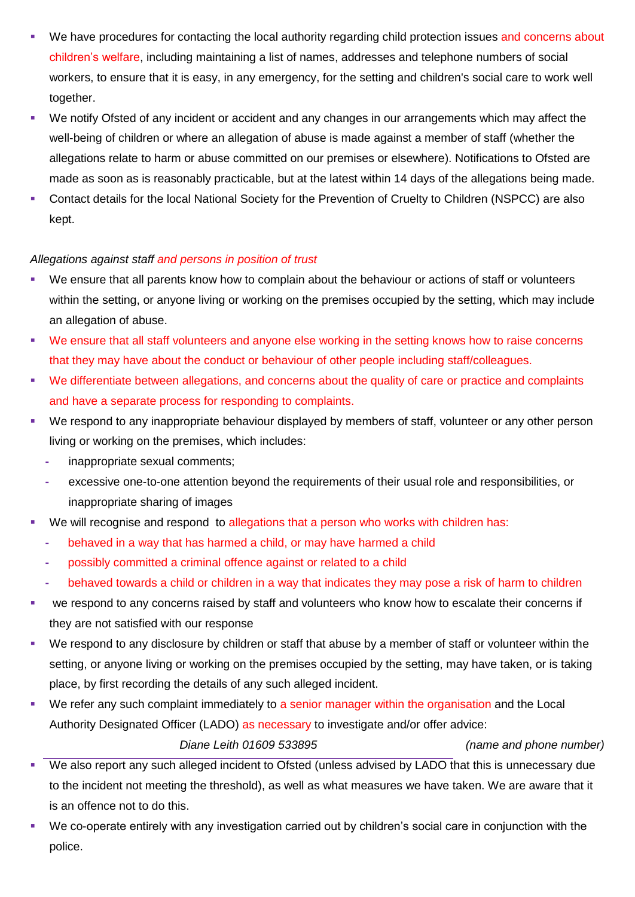- We have procedures for contacting the local authority regarding child protection issues and concerns about children's welfare, including maintaining a list of names, addresses and telephone numbers of social workers, to ensure that it is easy, in any emergency, for the setting and children's social care to work well together.
- We notify Ofsted of any incident or accident and any changes in our arrangements which may affect the well-being of children or where an allegation of abuse is made against a member of staff (whether the allegations relate to harm or abuse committed on our premises or elsewhere). Notifications to Ofsted are made as soon as is reasonably practicable, but at the latest within 14 days of the allegations being made.
- Contact details for the local National Society for the Prevention of Cruelty to Children (NSPCC) are also kept.

*Allegations against staff and persons in position of trust*

- We ensure that all parents know how to complain about the behaviour or actions of staff or volunteers within the setting, or anyone living or working on the premises occupied by the setting, which may include an allegation of abuse.
- We ensure that all staff volunteers and anyone else working in the setting knows how to raise concerns that they may have about the conduct or behaviour of other people including staff/colleagues.
- We differentiate between allegations, and concerns about the quality of care or practice and complaints and have a separate process for responding to complaints.
- We respond to any inappropriate behaviour displayed by members of staff, volunteer or any other person living or working on the premises, which includes:
  - inappropriate sexual comments;
  - excessive one-to-one attention beyond the requirements of their usual role and responsibilities, or inappropriate sharing of images
- We will recognise and respond to allegations that a person who works with children has:
  - behaved in a way that has harmed a child, or may have harmed a child
  - possibly committed a criminal offence against or related to a child
  - behaved towards a child or children in a way that indicates they may pose a risk of harm to children
- we respond to any concerns raised by staff and volunteers who know how to escalate their concerns if they are not satisfied with our response
- We respond to any disclosure by children or staff that abuse by a member of staff or volunteer within the setting, or anyone living or working on the premises occupied by the setting, may have taken, or is taking place, by first recording the details of any such alleged incident.
- We refer any such complaint immediately to a senior manager within the organisation and the Local Authority Designated Officer (LADO) as necessary to investigate and/or offer advice:

  *Diane Leith 01609 533895* *(name and phone number)*

- We also report any such alleged incident to Ofsted (unless advised by LADO that this is unnecessary due to the incident not meeting the threshold), as well as what measures we have taken. We are aware that it is an offence not to do this.
- We co-operate entirely with any investigation carried out by children's social care in conjunction with the police.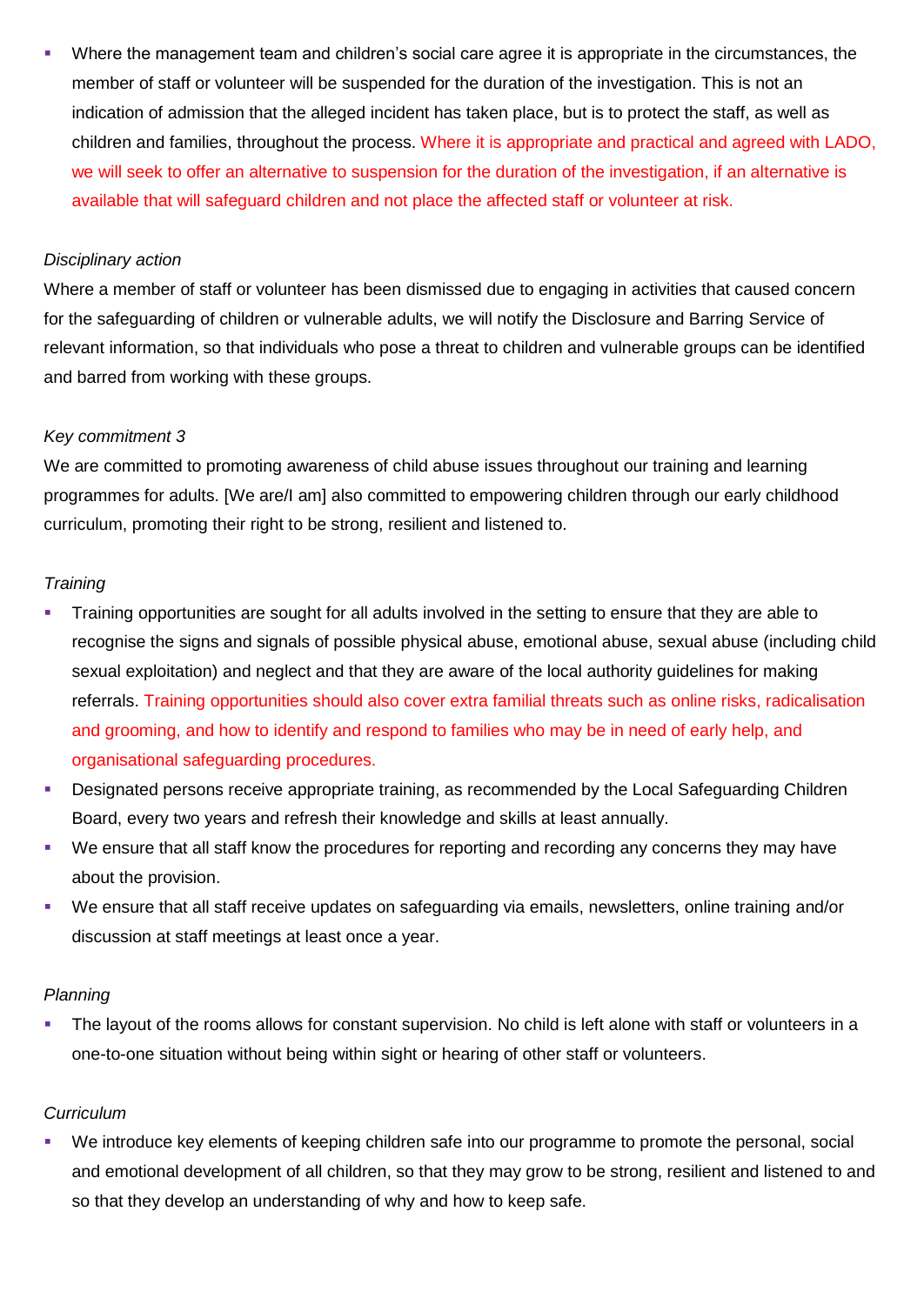- Where the management team and children's social care agree it is appropriate in the circumstances, the member of staff or volunteer will be suspended for the duration of the investigation. This is not an indication of admission that the alleged incident has taken place, but is to protect the staff, as well as children and families, throughout the process. Where it is appropriate and practical and agreed with LADO, we will seek to offer an alternative to suspension for the duration of the investigation, if an alternative is available that will safeguard children and not place the affected staff or volunteer at risk.

*Disciplinary action*

Where a member of staff or volunteer has been dismissed due to engaging in activities that caused concern for the safeguarding of children or vulnerable adults, we will notify the Disclosure and Barring Service of relevant information, so that individuals who pose a threat to children and vulnerable groups can be identified and barred from working with these groups.

*Key commitment 3*

We are committed to promoting awareness of child abuse issues throughout our training and learning programmes for adults. [We are/I am] also committed to empowering children through our early childhood curriculum, promoting their right to be strong, resilient and listened to.

*Training*

- Training opportunities are sought for all adults involved in the setting to ensure that they are able to recognise the signs and signals of possible physical abuse, emotional abuse, sexual abuse (including child sexual exploitation) and neglect and that they are aware of the local authority guidelines for making referrals. Training opportunities should also cover extra familial threats such as online risks, radicalisation and grooming, and how to identify and respond to families who may be in need of early help, and organisational safeguarding procedures.
- Designated persons receive appropriate training, as recommended by the Local Safeguarding Children Board, every two years and refresh their knowledge and skills at least annually.
- We ensure that all staff know the procedures for reporting and recording any concerns they may have about the provision.
- We ensure that all staff receive updates on safeguarding via emails, newsletters, online training and/or discussion at staff meetings at least once a year.

*Planning*

- The layout of the rooms allows for constant supervision. No child is left alone with staff or volunteers in a one-to-one situation without being within sight or hearing of other staff or volunteers.

*Curriculum*

- We introduce key elements of keeping children safe into our programme to promote the personal, social and emotional development of all children, so that they may grow to be strong, resilient and listened to and so that they develop an understanding of why and how to keep safe.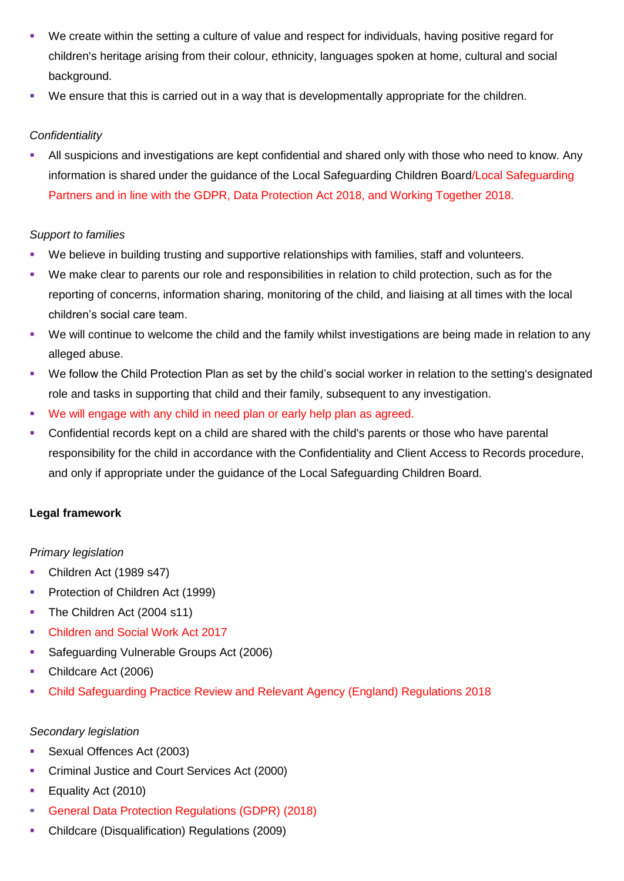- We create within the setting a culture of value and respect for individuals, having positive regard for children's heritage arising from their colour, ethnicity, languages spoken at home, cultural and social background.
- We ensure that this is carried out in a way that is developmentally appropriate for the children.

*Confidentiality*

- All suspicions and investigations are kept confidential and shared only with those who need to know. Any information is shared under the guidance of the Local Safeguarding Children Board/Local Safeguarding Partners and in line with the GDPR, Data Protection Act 2018, and Working Together 2018.

*Support to families*

- We believe in building trusting and supportive relationships with families, staff and volunteers.
- We make clear to parents our role and responsibilities in relation to child protection, such as for the reporting of concerns, information sharing, monitoring of the child, and liaising at all times with the local children's social care team.
- We will continue to welcome the child and the family whilst investigations are being made in relation to any alleged abuse.
- We follow the Child Protection Plan as set by the child's social worker in relation to the setting's designated role and tasks in supporting that child and their family, subsequent to any investigation.
- We will engage with any child in need plan or early help plan as agreed.
- Confidential records kept on a child are shared with the child's parents or those who have parental responsibility for the child in accordance with the Confidentiality and Client Access to Records procedure, and only if appropriate under the guidance of the Local Safeguarding Children Board.

**Legal framework**

*Primary legislation*

- Children Act (1989 s47)
- Protection of Children Act (1999)
- The Children Act (2004 s11)
- Children and Social Work Act 2017
- Safeguarding Vulnerable Groups Act (2006)
- Childcare Act (2006)
- Child Safeguarding Practice Review and Relevant Agency (England) Regulations 2018

*Secondary legislation*

- Sexual Offences Act (2003)
- Criminal Justice and Court Services Act (2000)
- Equality Act (2010)
- General Data Protection Regulations (GDPR) (2018)
- Childcare (Disqualification) Regulations (2009)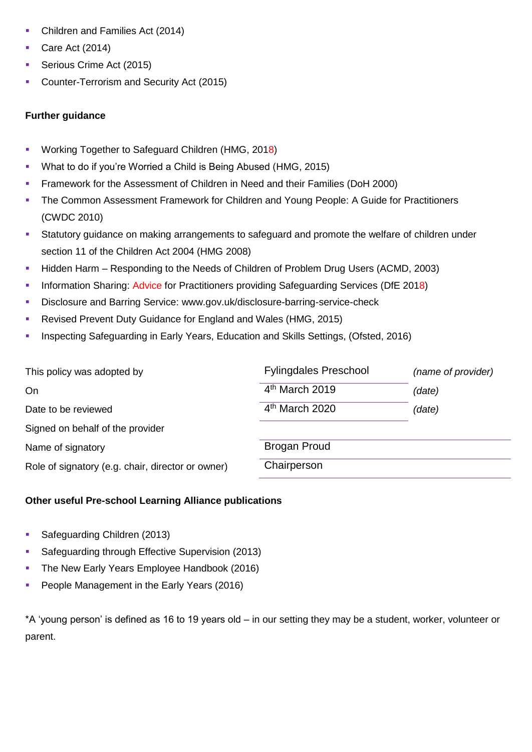- Children and Families Act (2014)
- Care Act (2014)
- Serious Crime Act (2015)
- Counter-Terrorism and Security Act (2015)

**Further guidance**

- Working Together to Safeguard Children (HMG, 2018)
- What to do if you're Worried a Child is Being Abused (HMG, 2015)
- Framework for the Assessment of Children in Need and their Families (DoH 2000)
- The Common Assessment Framework for Children and Young People: A Guide for Practitioners (CWDC 2010)
- Statutory guidance on making arrangements to safeguard and promote the welfare of children under section 11 of the Children Act 2004 (HMG 2008)
- Hidden Harm – Responding to the Needs of Children of Problem Drug Users (ACMD, 2003)
- Information Sharing: Advice for Practitioners providing Safeguarding Services (DfE 2018)
- Disclosure and Barring Service: www.gov.uk/disclosure-barring-service-check
- Revised Prevent Duty Guidance for England and Wales (HMG, 2015)
- Inspecting Safeguarding in Early Years, Education and Skills Settings, (Ofsted, 2016)

| | | |
|---|---|---|
| This policy was adopted by | Fylingdales Preschool | *(name of provider)* |
| On | 4th March 2019 | *(date)* |
| Date to be reviewed | 4th March 2020 | *(date)* |
| Signed on behalf of the provider | | |
| Name of signatory | Brogan Proud | |
| Role of signatory (e.g. chair, director or owner) | Chairperson | |

**Other useful Pre-school Learning Alliance publications**

- Safeguarding Children (2013)
- Safeguarding through Effective Supervision (2013)
- The New Early Years Employee Handbook (2016)
- People Management in the Early Years (2016)

*A 'young person' is defined as 16 to 19 years old – in our setting they may be a student, worker, volunteer or parent.